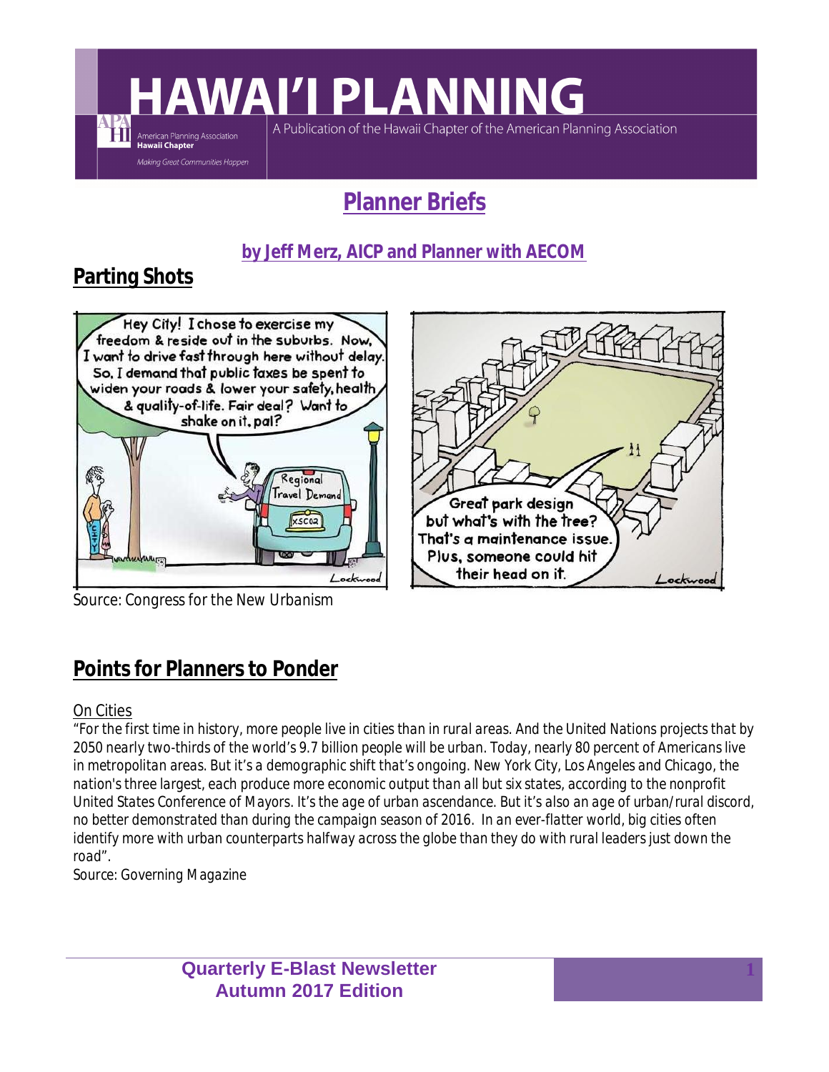# HAWAI'I PLANNING

A Publication of the Hawaii Chapter of the American Planning Association

## Planner Briefs

**by Jeff Merz, AICP and Planner with AECOM**

## Parting Shots

Source: Congress for the New Urbanism

## Points for Planners to Ponder

On Cities

"For the first time in history, more people live in cities than in rural areas. And the United Nations projects that by 2050 nearly two-thirds of the world's 9.7 billion people will be urban. Today, nearly 80 percent of Americans live in metropolitan areas. But it's a demographic shift that's ongoing. New York City, Los Angeles and Chicago, the nation's three largest, each produce more economic output than all but six states, according to the nonprofit United States Conference of Mayors. It's the age of urban ascendance. But it's also an age of urban/rural discord, no better demonstrated than during the campaign season of 2016. In an ever-flatter world, big cities often identify more with urban counterparts halfway across the globe than they do with rural leaders just down the road".

Source: Governing Magazine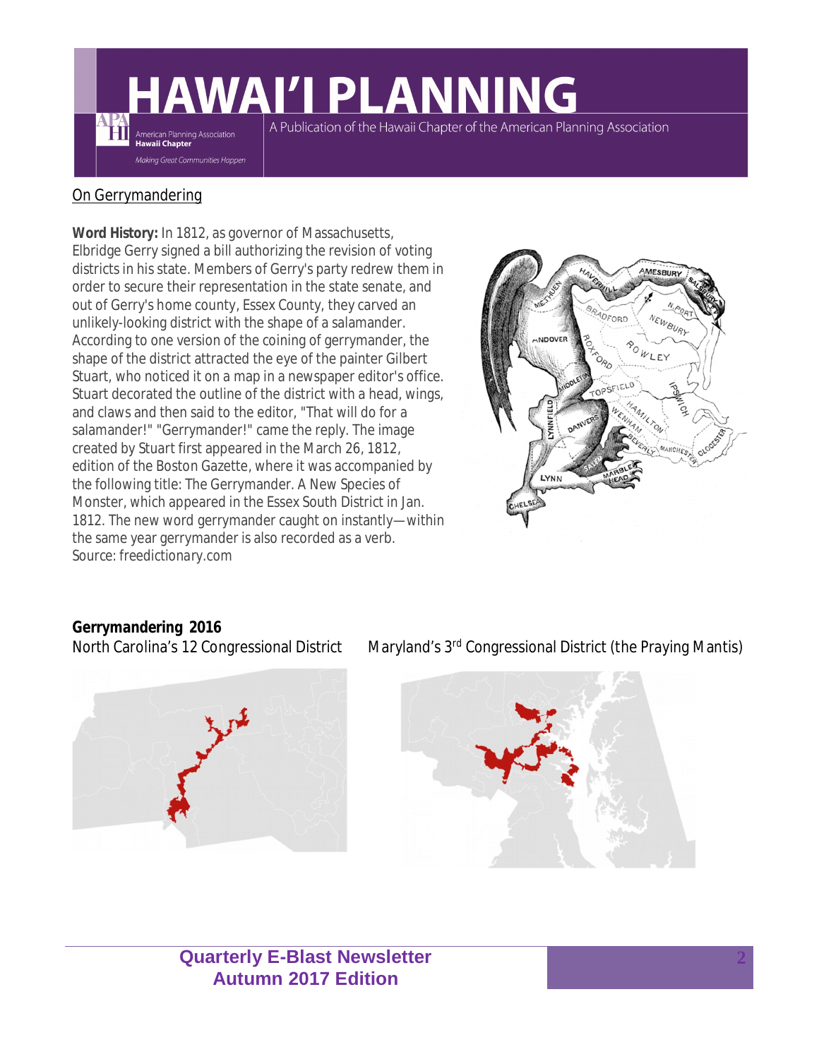## On Gerrymandering

**Word History:** In 1812, as governor of Massachusetts, Elbridge Gerry signed a bill authorizing the revision of voting districts in his state. Members of Gerry's party redrew them in order to secure their representation in the state senate, and out of Gerry's home county, Essex County, they carved an unlikely-looking district with the shape of a salamander. According to one version of the coining of gerrymander, the shape of the district attracted the eye of the painter Gilbert Stuart, who noticed it on a map in a newspaper editor's office. Stuart decorated the outline of the district with a head, wings, and claws and then said to the editor, "That will do for a salamander!" "Gerrymander!" came the reply. The image created by Stuart first appeared in the March 26, 1812, edition of the Boston Gazette, where it was accompanied by the following title: The Gerrymander. A New Species of Monster, which appeared in the Essex South District in Jan. 1812. The new word gerrymander caught on instantly—within the same year gerrymander is also recorded as a verb.
Source: freedictionary.com

**Gerrymandering 2016**

North Carolina's 12 Congressional District

Maryland's 3rd Congressional District (the Praying Mantis)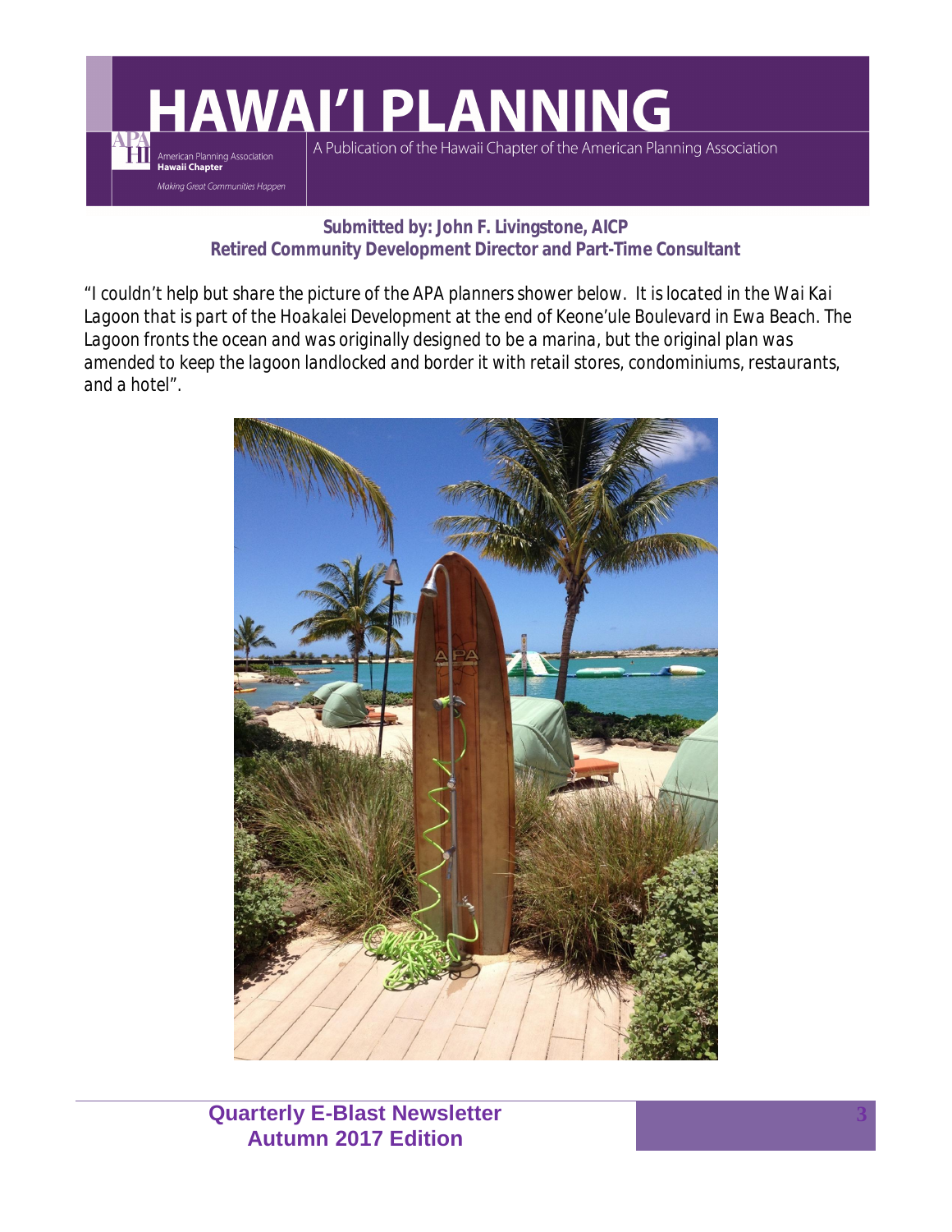# HAWAI'I PLANNING

A Publication of the Hawaii Chapter of the American Planning Association

**Submitted by: John F. Livingstone, AICP**
**Retired Community Development Director and Part-Time Consultant**

*"I couldn't help but share the picture of the APA planners shower below. It is located in the Wai Kai Lagoon that is part of the Hoakalei Development at the end of Keone'ule Boulevard in Ewa Beach. The Lagoon fronts the ocean and was originally designed to be a marina, but the original plan was amended to keep the lagoon landlocked and border it with retail stores, condominiums, restaurants, and a hotel".*

**Quarterly E-Blast Newsletter**
**Autumn 2017 Edition**